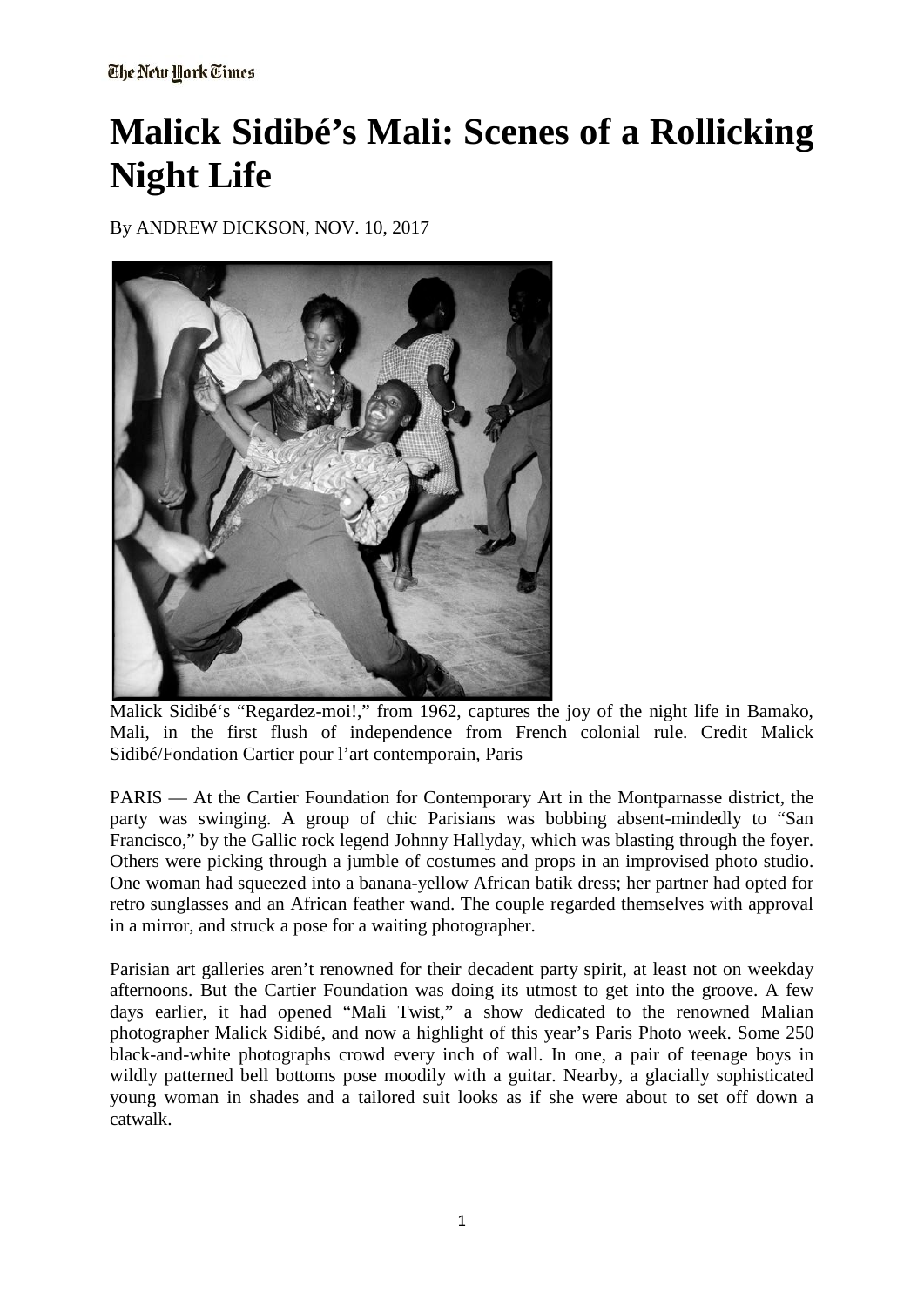The New York Times

# Malick Sidibé's Mali: Scenes of a Rollicking Night Life

By ANDREW DICKSON, NOV. 10, 2017

Malick Sidibé's "Regardez-moi!," from 1962, captures the joy of the night life in Bamako, Mali, in the first flush of independence from French colonial rule. Credit Malick Sidibé/Fondation Cartier pour l'art contemporain, Paris

PARIS — At the Cartier Foundation for Contemporary Art in the Montparnasse district, the party was swinging. A group of chic Parisians was bobbing absent-mindedly to "San Francisco," by the Gallic rock legend Johnny Hallyday, which was blasting through the foyer. Others were picking through a jumble of costumes and props in an improvised photo studio. One woman had squeezed into a banana-yellow African batik dress; her partner had opted for retro sunglasses and an African feather wand. The couple regarded themselves with approval in a mirror, and struck a pose for a waiting photographer.

Parisian art galleries aren't renowned for their decadent party spirit, at least not on weekday afternoons. But the Cartier Foundation was doing its utmost to get into the groove. A few days earlier, it had opened "Mali Twist," a show dedicated to the renowned Malian photographer Malick Sidibé, and now a highlight of this year's Paris Photo week. Some 250 black-and-white photographs crowd every inch of wall. In one, a pair of teenage boys in wildly patterned bell bottoms pose moodily with a guitar. Nearby, a glacially sophisticated young woman in shades and a tailored suit looks as if she were about to set off down a catwalk.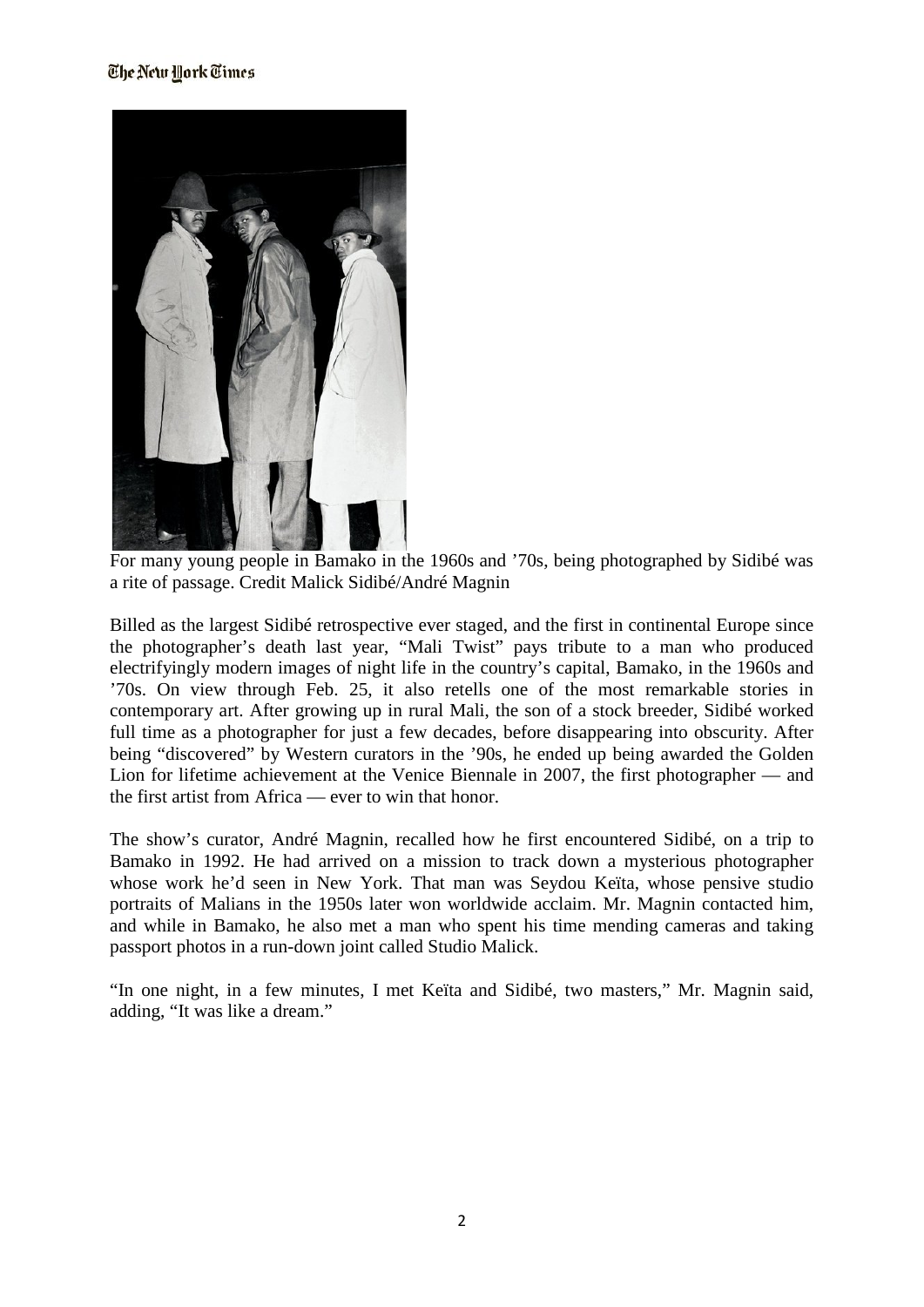For many young people in Bamako in the 1960s and ’70s, being photographed by Sidibé was a rite of passage. Credit Malick Sidibé/André Magnin

Billed as the largest Sidibé retrospective ever staged, and the first in continental Europe since the photographer’s death last year, “Mali Twist” pays tribute to a man who produced electrifyingly modern images of night life in the country’s capital, Bamako, in the 1960s and ’70s. On view through Feb. 25, it also retells one of the most remarkable stories in contemporary art. After growing up in rural Mali, the son of a stock breeder, Sidibé worked full time as a photographer for just a few decades, before disappearing into obscurity. After being “discovered” by Western curators in the ’90s, he ended up being awarded the Golden Lion for lifetime achievement at the Venice Biennale in 2007, the first photographer — and the first artist from Africa — ever to win that honor.

The show’s curator, André Magnin, recalled how he first encountered Sidibé, on a trip to Bamako in 1992. He had arrived on a mission to track down a mysterious photographer whose work he’d seen in New York. That man was Seydou Keïta, whose pensive studio portraits of Malians in the 1950s later won worldwide acclaim. Mr. Magnin contacted him, and while in Bamako, he also met a man who spent his time mending cameras and taking passport photos in a run-down joint called Studio Malick.

“In one night, in a few minutes, I met Keïta and Sidibé, two masters,” Mr. Magnin said, adding, “It was like a dream.”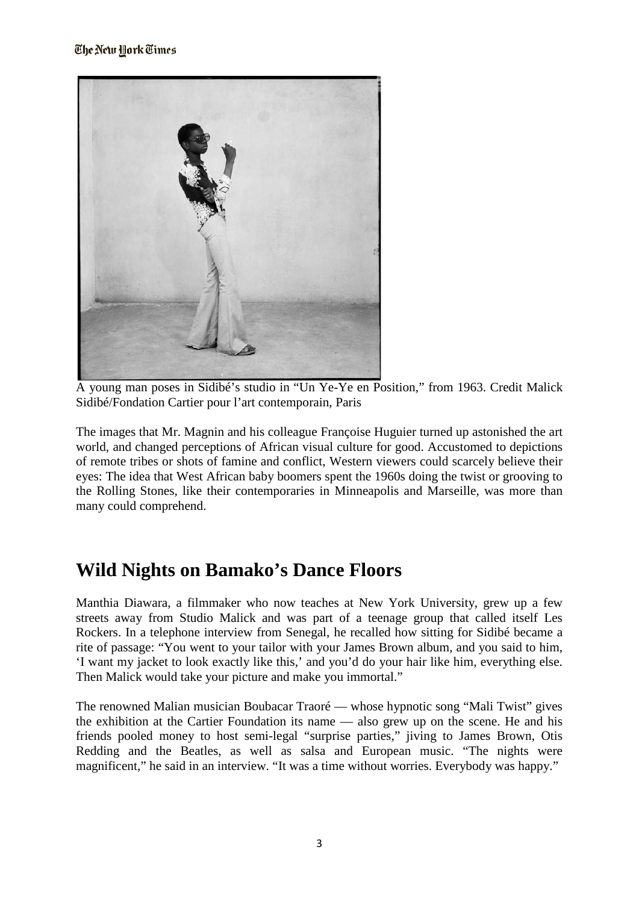A young man poses in Sidibé's studio in "Un Ye-Ye en Position," from 1963. Credit Malick Sidibé/Fondation Cartier pour l'art contemporain, Paris

The images that Mr. Magnin and his colleague Françoise Huguier turned up astonished the art world, and changed perceptions of African visual culture for good. Accustomed to depictions of remote tribes or shots of famine and conflict, Western viewers could scarcely believe their eyes: The idea that West African baby boomers spent the 1960s doing the twist or grooving to the Rolling Stones, like their contemporaries in Minneapolis and Marseille, was more than many could comprehend.

## Wild Nights on Bamako's Dance Floors

Manthia Diawara, a filmmaker who now teaches at New York University, grew up a few streets away from Studio Malick and was part of a teenage group that called itself Les Rockers. In a telephone interview from Senegal, he recalled how sitting for Sidibé became a rite of passage: "You went to your tailor with your James Brown album, and you said to him, 'I want my jacket to look exactly like this,' and you'd do your hair like him, everything else. Then Malick would take your picture and make you immortal."

The renowned Malian musician Boubacar Traoré — whose hypnotic song "Mali Twist" gives the exhibition at the Cartier Foundation its name — also grew up on the scene. He and his friends pooled money to host semi-legal "surprise parties," jiving to James Brown, Otis Redding and the Beatles, as well as salsa and European music. "The nights were magnificent," he said in an interview. "It was a time without worries. Everybody was happy."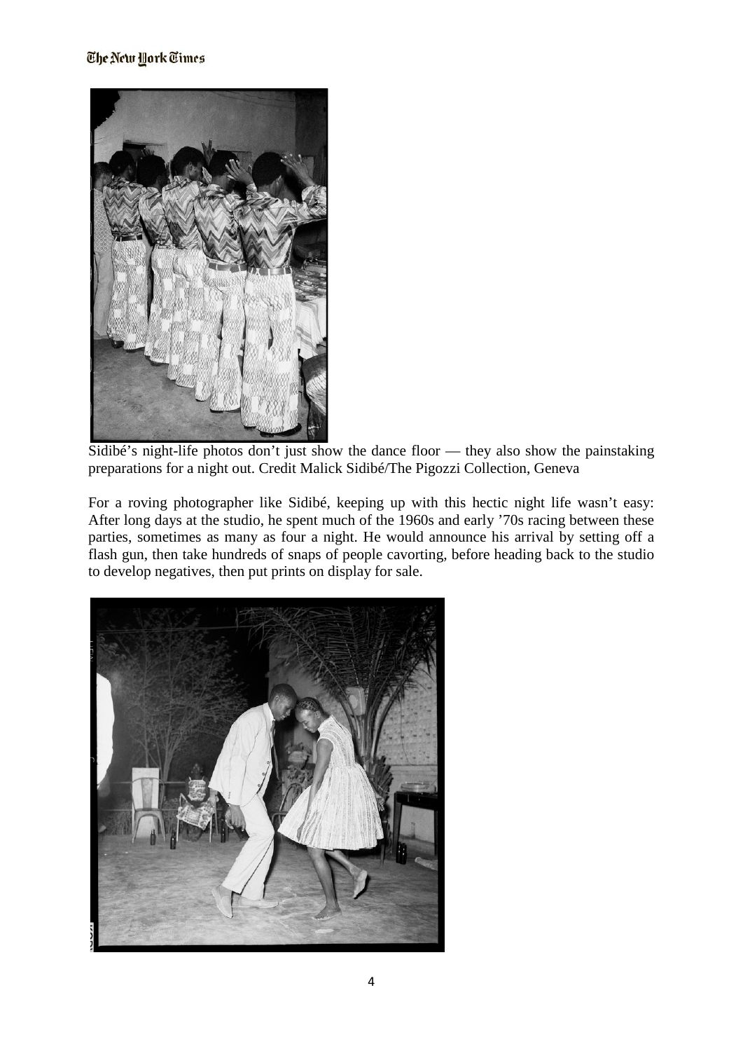Sidibé's night-life photos don't just show the dance floor — they also show the painstaking preparations for a night out. Credit Malick Sidibé/The Pigozzi Collection, Geneva

For a roving photographer like Sidibé, keeping up with this hectic night life wasn't easy: After long days at the studio, he spent much of the 1960s and early '70s racing between these parties, sometimes as many as four a night. He would announce his arrival by setting off a flash gun, then take hundreds of snaps of people cavorting, before heading back to the studio to develop negatives, then put prints on display for sale.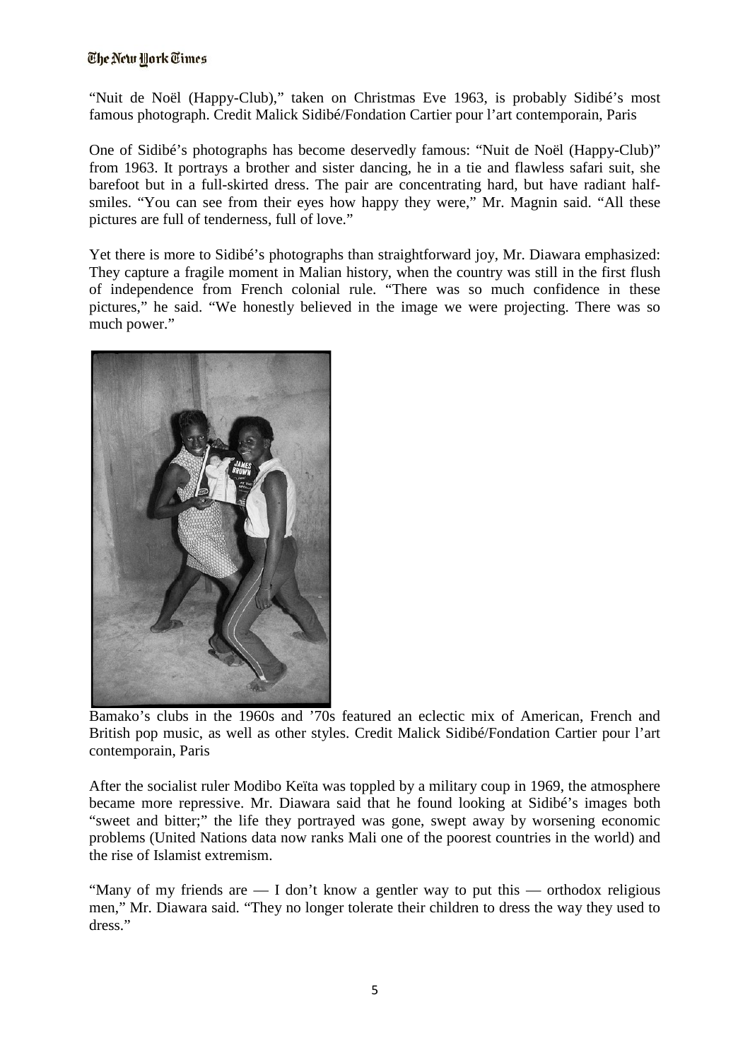"Nuit de Noël (Happy-Club)," taken on Christmas Eve 1963, is probably Sidibé's most famous photograph. Credit Malick Sidibé/Fondation Cartier pour l'art contemporain, Paris

One of Sidibé's photographs has become deservedly famous: "Nuit de Noël (Happy-Club)" from 1963. It portrays a brother and sister dancing, he in a tie and flawless safari suit, she barefoot but in a full-skirted dress. The pair are concentrating hard, but have radiant half-smiles. "You can see from their eyes how happy they were," Mr. Magnin said. "All these pictures are full of tenderness, full of love."

Yet there is more to Sidibé's photographs than straightforward joy, Mr. Diawara emphasized: They capture a fragile moment in Malian history, when the country was still in the first flush of independence from French colonial rule. "There was so much confidence in these pictures," he said. "We honestly believed in the image we were projecting. There was so much power."

Bamako's clubs in the 1960s and '70s featured an eclectic mix of American, French and British pop music, as well as other styles. Credit Malick Sidibé/Fondation Cartier pour l'art contemporain, Paris

After the socialist ruler Modibo Keïta was toppled by a military coup in 1969, the atmosphere became more repressive. Mr. Diawara said that he found looking at Sidibé's images both "sweet and bitter;" the life they portrayed was gone, swept away by worsening economic problems (United Nations data now ranks Mali one of the poorest countries in the world) and the rise of Islamist extremism.

"Many of my friends are — I don't know a gentler way to put this — orthodox religious men," Mr. Diawara said. "They no longer tolerate their children to dress the way they used to dress."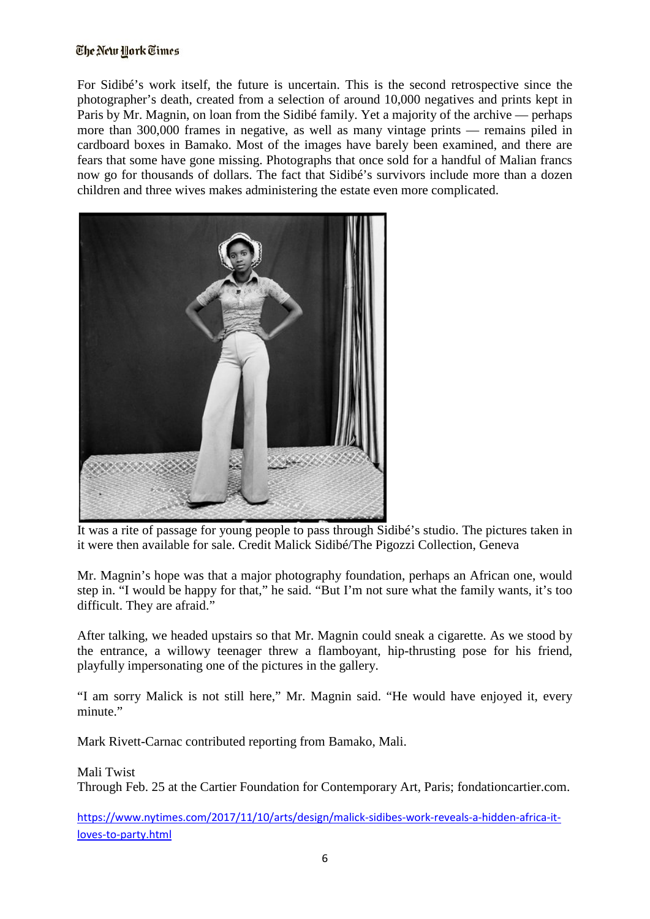For Sidibé's work itself, the future is uncertain. This is the second retrospective since the photographer's death, created from a selection of around 10,000 negatives and prints kept in Paris by Mr. Magnin, on loan from the Sidibé family. Yet a majority of the archive — perhaps more than 300,000 frames in negative, as well as many vintage prints — remains piled in cardboard boxes in Bamako. Most of the images have barely been examined, and there are fears that some have gone missing. Photographs that once sold for a handful of Malian francs now go for thousands of dollars. The fact that Sidibé's survivors include more than a dozen children and three wives makes administering the estate even more complicated.

It was a rite of passage for young people to pass through Sidibé's studio. The pictures taken in it were then available for sale. Credit Malick Sidibé/The Pigozzi Collection, Geneva

Mr. Magnin's hope was that a major photography foundation, perhaps an African one, would step in. "I would be happy for that," he said. "But I'm not sure what the family wants, it's too difficult. They are afraid."

After talking, we headed upstairs so that Mr. Magnin could sneak a cigarette. As we stood by the entrance, a willowy teenager threw a flamboyant, hip-thrusting pose for his friend, playfully impersonating one of the pictures in the gallery.

"I am sorry Malick is not still here," Mr. Magnin said. "He would have enjoyed it, every minute."

Mark Rivett-Carnac contributed reporting from Bamako, Mali.

Mali Twist
Through Feb. 25 at the Cartier Foundation for Contemporary Art, Paris; fondationcartier.com.

https://www.nytimes.com/2017/11/10/arts/design/malick-sidibes-work-reveals-a-hidden-africa-it-loves-to-party.html